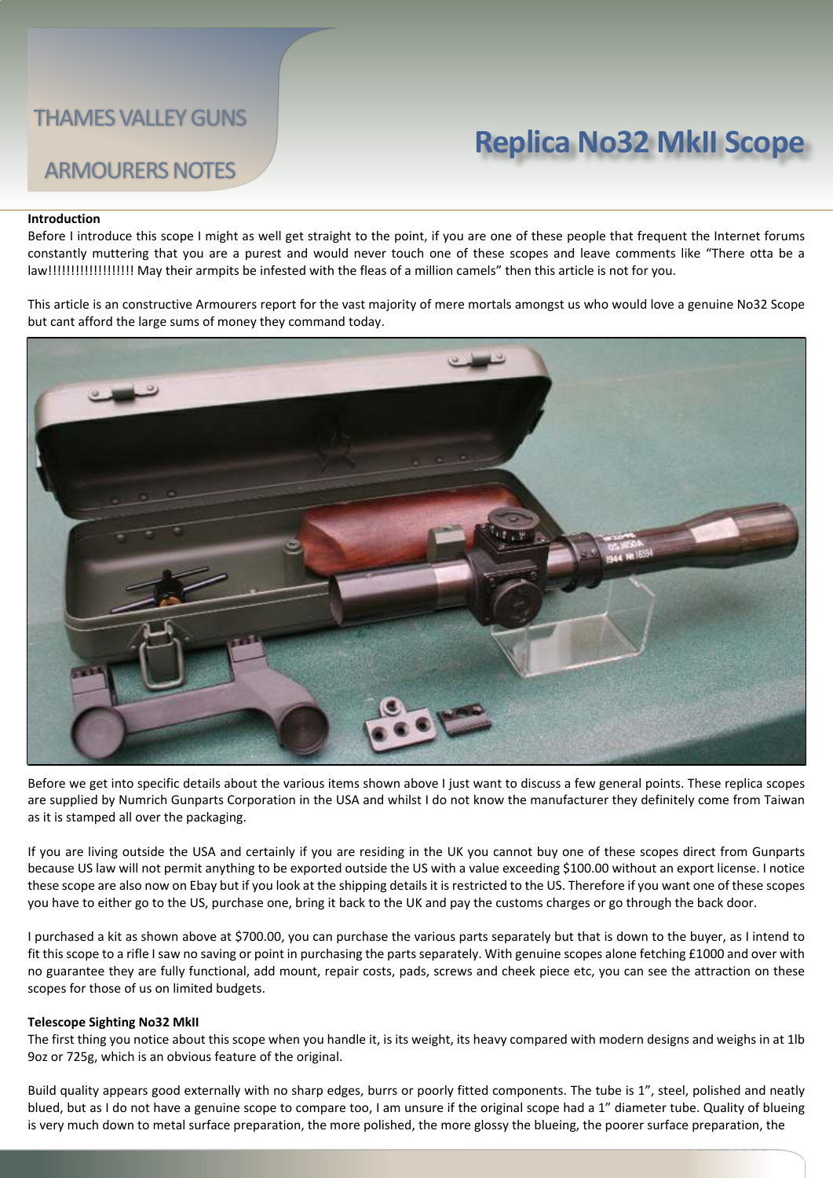THAMES VALLEY GUNS

ARMOURERS NOTES

# Replica No32 MkII Scope

**Introduction**

Before I introduce this scope I might as well get straight to the point, if you are one of these people that frequent the Internet forums constantly muttering that you are a purest and would never touch one of these scopes and leave comments like "There otta be a law!!!!!!!!!!!!!!!!!!! May their armpits be infested with the fleas of a million camels" then this article is not for you.

This article is an constructive Armourers report for the vast majority of mere mortals amongst us who would love a genuine No32 Scope but cant afford the large sums of money they command today.

Before we get into specific details about the various items shown above I just want to discuss a few general points. These replica scopes are supplied by Numrich Gunparts Corporation in the USA and whilst I do not know the manufacturer they definitely come from Taiwan as it is stamped all over the packaging.

If you are living outside the USA and certainly if you are residing in the UK you cannot buy one of these scopes direct from Gunparts because US law will not permit anything to be exported outside the US with a value exceeding $100.00 without an export license. I notice these scope are also now on Ebay but if you look at the shipping details it is restricted to the US. Therefore if you want one of these scopes you have to either go to the US, purchase one, bring it back to the UK and pay the customs charges or go through the back door.

I purchased a kit as shown above at $700.00, you can purchase the various parts separately but that is down to the buyer, as I intend to fit this scope to a rifle I saw no saving or point in purchasing the parts separately. With genuine scopes alone fetching £1000 and over with no guarantee they are fully functional, add mount, repair costs, pads, screws and cheek piece etc, you can see the attraction on these scopes for those of us on limited budgets.

**Telescope Sighting No32 MkII**

The first thing you notice about this scope when you handle it, is its weight, its heavy compared with modern designs and weighs in at 1lb 9oz or 725g, which is an obvious feature of the original.

Build quality appears good externally with no sharp edges, burrs or poorly fitted components. The tube is 1", steel, polished and neatly blued, but as I do not have a genuine scope to compare too, I am unsure if the original scope had a 1" diameter tube. Quality of blueing is very much down to metal surface preparation, the more polished, the more glossy the blueing, the poorer surface preparation, the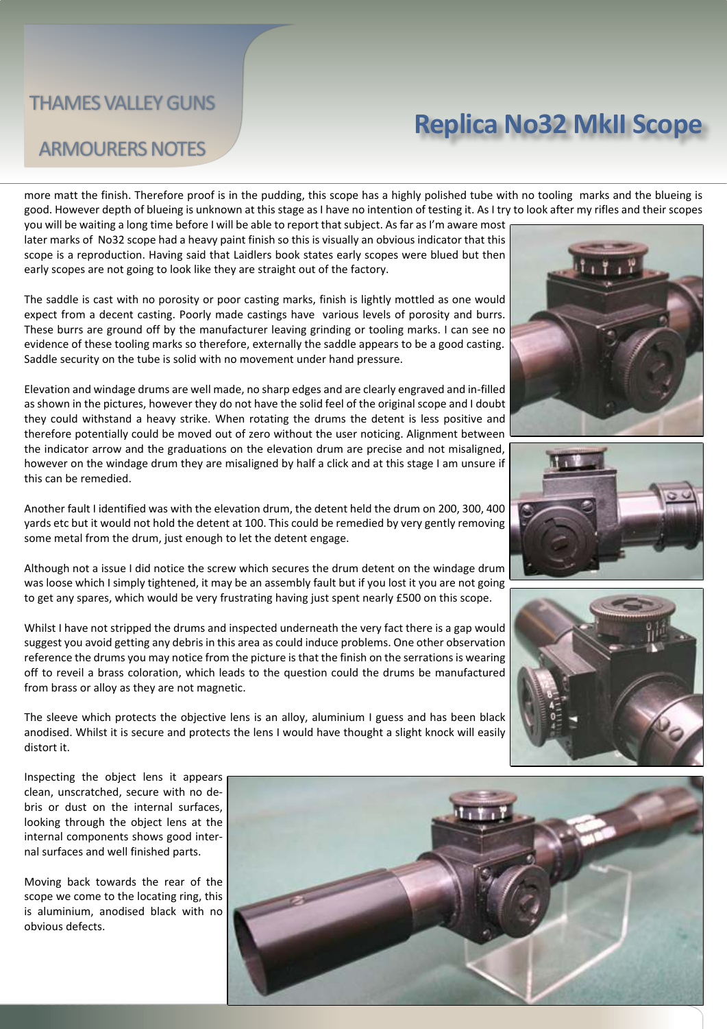# Replica No32 MkII Scope

more matt the finish. Therefore proof is in the pudding, this scope has a highly polished tube with no tooling marks and the blueing is good. However depth of blueing is unknown at this stage as I have no intention of testing it. As I try to look after my rifles and their scopes you will be waiting a long time before I will be able to report that subject. As far as I'm aware most later marks of No32 scope had a heavy paint finish so this is visually an obvious indicator that this scope is a reproduction. Having said that Laidlers book states early scopes were blued but then early scopes are not going to look like they are straight out of the factory.

The saddle is cast with no porosity or poor casting marks, finish is lightly mottled as one would expect from a decent casting. Poorly made castings have various levels of porosity and burrs. These burrs are ground off by the manufacturer leaving grinding or tooling marks. I can see no evidence of these tooling marks so therefore, externally the saddle appears to be a good casting. Saddle security on the tube is solid with no movement under hand pressure.

Elevation and windage drums are well made, no sharp edges and are clearly engraved and in-filled as shown in the pictures, however they do not have the solid feel of the original scope and I doubt they could withstand a heavy strike. When rotating the drums the detent is less positive and therefore potentially could be moved out of zero without the user noticing. Alignment between the indicator arrow and the graduations on the elevation drum are precise and not misaligned, however on the windage drum they are misaligned by half a click and at this stage I am unsure if this can be remedied.

Another fault I identified was with the elevation drum, the detent held the drum on 200, 300, 400 yards etc but it would not hold the detent at 100. This could be remedied by very gently removing some metal from the drum, just enough to let the detent engage.

Although not a issue I did notice the screw which secures the drum detent on the windage drum was loose which I simply tightened, it may be an assembly fault but if you lost it you are not going to get any spares, which would be very frustrating having just spent nearly £500 on this scope.

Whilst I have not stripped the drums and inspected underneath the very fact there is a gap would suggest you avoid getting any debris in this area as could induce problems. One other observation reference the drums you may notice from the picture is that the finish on the serrations is wearing off to reveil a brass coloration, which leads to the question could the drums be manufactured from brass or alloy as they are not magnetic.

The sleeve which protects the objective lens is an alloy, aluminium I guess and has been black anodised. Whilst it is secure and protects the lens I would have thought a slight knock will easily distort it.

Inspecting the object lens it appears clean, unscratched, secure with no debris or dust on the internal surfaces, looking through the object lens at the internal components shows good internal surfaces and well finished parts.

Moving back towards the rear of the scope we come to the locating ring, this is aluminium, anodised black with no obvious defects.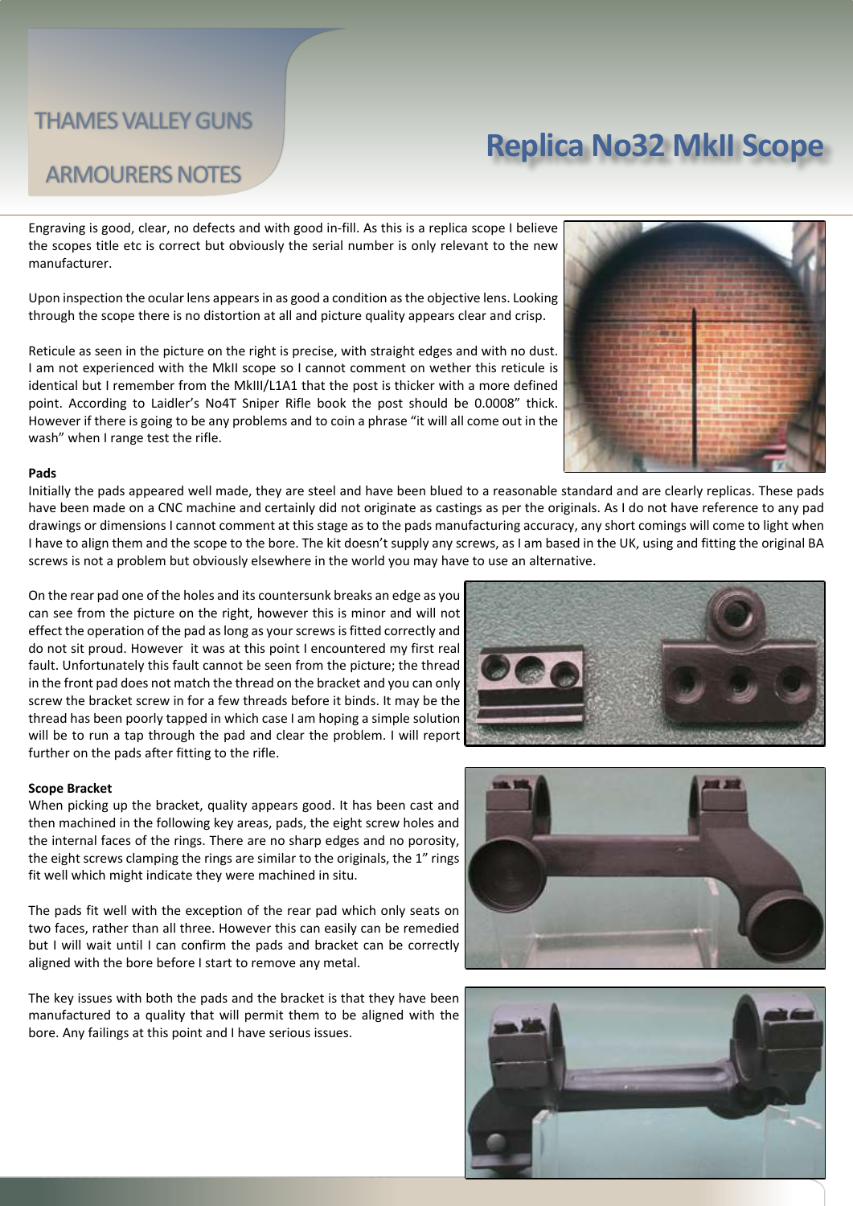# Replica No32 MkII Scope

Engraving is good, clear, no defects and with good in-fill. As this is a replica scope I believe the scopes title etc is correct but obviously the serial number is only relevant to the new manufacturer.

Upon inspection the ocular lens appears in as good a condition as the objective lens. Looking through the scope there is no distortion at all and picture quality appears clear and crisp.

Reticule as seen in the picture on the right is precise, with straight edges and with no dust. I am not experienced with the MkII scope so I cannot comment on wether this reticule is identical but I remember from the MkIII/L1A1 that the post is thicker with a more defined point. According to Laidler's No4T Sniper Rifle book the post should be 0.0008" thick. However if there is going to be any problems and to coin a phrase "it will all come out in the wash" when I range test the rifle.

**Pads**

Initially the pads appeared well made, they are steel and have been blued to a reasonable standard and are clearly replicas. These pads have been made on a CNC machine and certainly did not originate as castings as per the originals. As I do not have reference to any pad drawings or dimensions I cannot comment at this stage as to the pads manufacturing accuracy, any short comings will come to light when I have to align them and the scope to the bore. The kit doesn't supply any screws, as I am based in the UK, using and fitting the original BA screws is not a problem but obviously elsewhere in the world you may have to use an alternative.

On the rear pad one of the holes and its countersunk breaks an edge as you can see from the picture on the right, however this is minor and will not effect the operation of the pad as long as your screws is fitted correctly and do not sit proud. However it was at this point I encountered my first real fault. Unfortunately this fault cannot be seen from the picture; the thread in the front pad does not match the thread on the bracket and you can only screw the bracket screw in for a few threads before it binds. It may be the thread has been poorly tapped in which case I am hoping a simple solution will be to run a tap through the pad and clear the problem. I will report further on the pads after fitting to the rifle.

**Scope Bracket**

When picking up the bracket, quality appears good. It has been cast and then machined in the following key areas, pads, the eight screw holes and the internal faces of the rings. There are no sharp edges and no porosity, the eight screws clamping the rings are similar to the originals, the 1" rings fit well which might indicate they were machined in situ.

The pads fit well with the exception of the rear pad which only seats on two faces, rather than all three. However this can easily can be remedied but I will wait until I can confirm the pads and bracket can be correctly aligned with the bore before I start to remove any metal.

The key issues with both the pads and the bracket is that they have been manufactured to a quality that will permit them to be aligned with the bore. Any failings at this point and I have serious issues.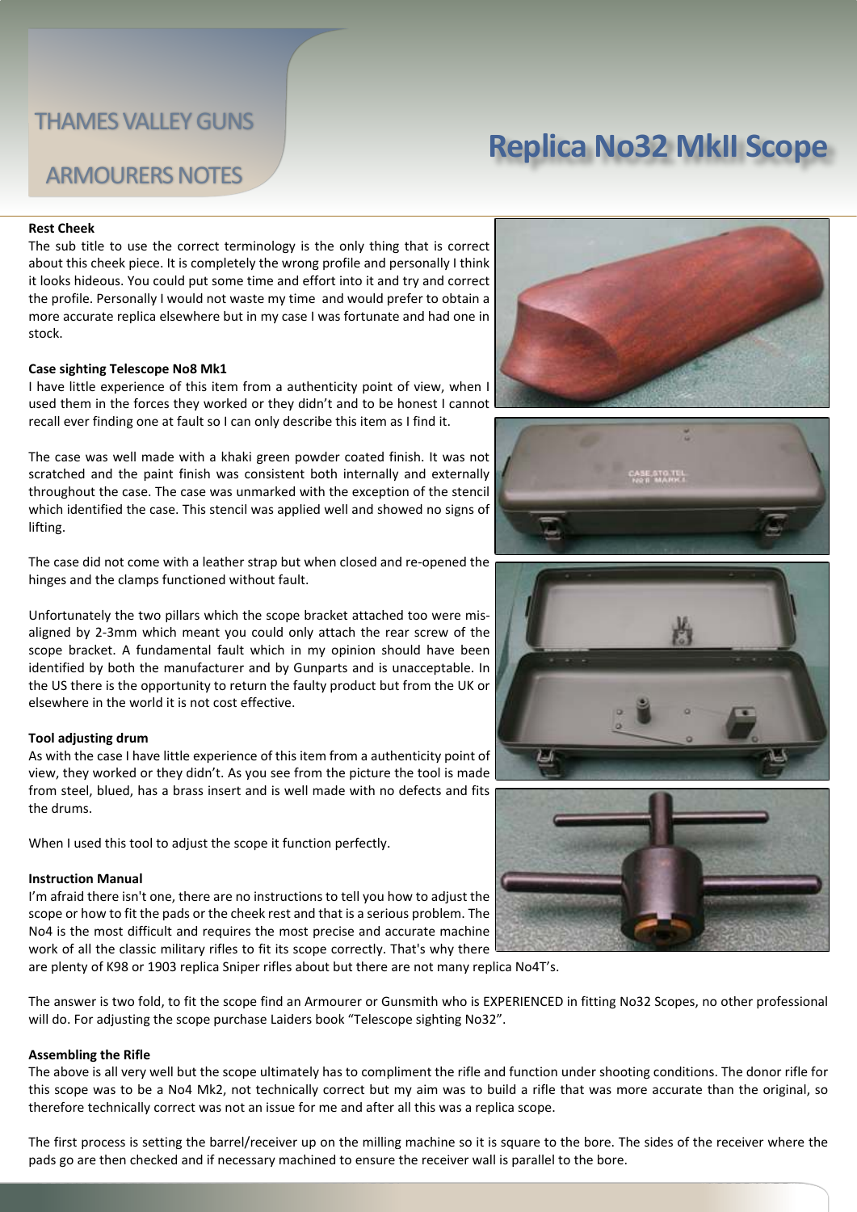THAMES VALLEY GUNS

ARMOURERS NOTES

# Replica No32 MkII Scope

**Rest Cheek**

The sub title to use the correct terminology is the only thing that is correct about this cheek piece. It is completely the wrong profile and personally I think it looks hideous. You could put some time and effort into it and try and correct the profile. Personally I would not waste my time and would prefer to obtain a more accurate replica elsewhere but in my case I was fortunate and had one in stock.

**Case sighting Telescope No8 Mk1**

I have little experience of this item from a authenticity point of view, when I used them in the forces they worked or they didn't and to be honest I cannot recall ever finding one at fault so I can only describe this item as I find it.

The case was well made with a khaki green powder coated finish. It was not scratched and the paint finish was consistent both internally and externally throughout the case. The case was unmarked with the exception of the stencil which identified the case. This stencil was applied well and showed no signs of lifting.

The case did not come with a leather strap but when closed and re-opened the hinges and the clamps functioned without fault.

Unfortunately the two pillars which the scope bracket attached too were mis-aligned by 2-3mm which meant you could only attach the rear screw of the scope bracket. A fundamental fault which in my opinion should have been identified by both the manufacturer and by Gunparts and is unacceptable. In the US there is the opportunity to return the faulty product but from the UK or elsewhere in the world it is not cost effective.

**Tool adjusting drum**

As with the case I have little experience of this item from a authenticity point of view, they worked or they didn't. As you see from the picture the tool is made from steel, blued, has a brass insert and is well made with no defects and fits the drums.

When I used this tool to adjust the scope it function perfectly.

**Instruction Manual**

I'm afraid there isn't one, there are no instructions to tell you how to adjust the scope or how to fit the pads or the cheek rest and that is a serious problem. The No4 is the most difficult and requires the most precise and accurate machine work of all the classic military rifles to fit its scope correctly. That's why there are plenty of K98 or 1903 replica Sniper rifles about but there are not many replica No4T's.

The answer is two fold, to fit the scope find an Armourer or Gunsmith who is EXPERIENCED in fitting No32 Scopes, no other professional will do. For adjusting the scope purchase Laiders book "Telescope sighting No32".

**Assembling the Rifle**

The above is all very well but the scope ultimately has to compliment the rifle and function under shooting conditions. The donor rifle for this scope was to be a No4 Mk2, not technically correct but my aim was to build a rifle that was more accurate than the original, so therefore technically correct was not an issue for me and after all this was a replica scope.

The first process is setting the barrel/receiver up on the milling machine so it is square to the bore. The sides of the receiver where the pads go are then checked and if necessary machined to ensure the receiver wall is parallel to the bore.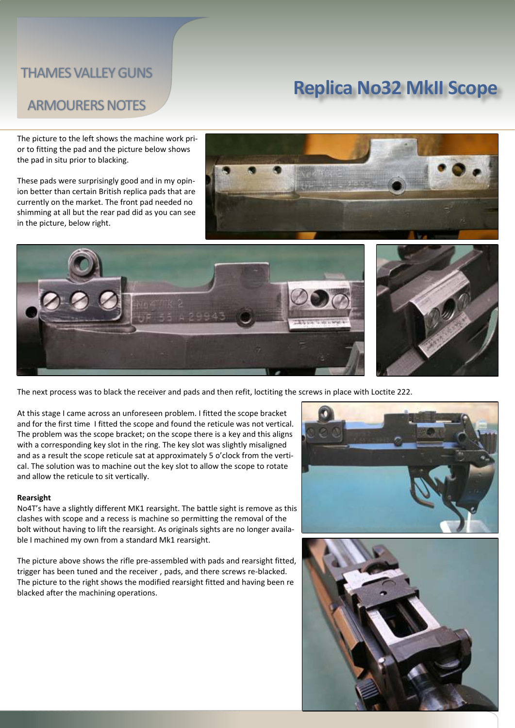# Replica No32 MkII Scope

The picture to the left shows the machine work prior to fitting the pad and the picture below shows the pad in situ prior to blacking.

These pads were surprisingly good and in my opinion better than certain British replica pads that are currently on the market. The front pad needed no shimming at all but the rear pad did as you can see in the picture, below right.

The next process was to black the receiver and pads and then refit, loctiting the screws in place with Loctite 222.

At this stage I came across an unforeseen problem. I fitted the scope bracket and for the first time  I fitted the scope and found the reticule was not vertical. The problem was the scope bracket; on the scope there is a key and this aligns with a corresponding key slot in the ring. The key slot was slightly misaligned and as a result the scope reticule sat at approximately 5 o'clock from the vertical. The solution was to machine out the key slot to allow the scope to rotate and allow the reticule to sit vertically.

**Rearsight**

No4T's have a slightly different MK1 rearsight. The battle sight is remove as this clashes with scope and a recess is machine so permitting the removal of the bolt without having to lift the rearsight. As originals sights are no longer available I machined my own from a standard Mk1 rearsight.

The picture above shows the rifle pre-assembled with pads and rearsight fitted, trigger has been tuned and the receiver , pads, and there screws re-blacked. The picture to the right shows the modified rearsight fitted and having been re blacked after the machining operations.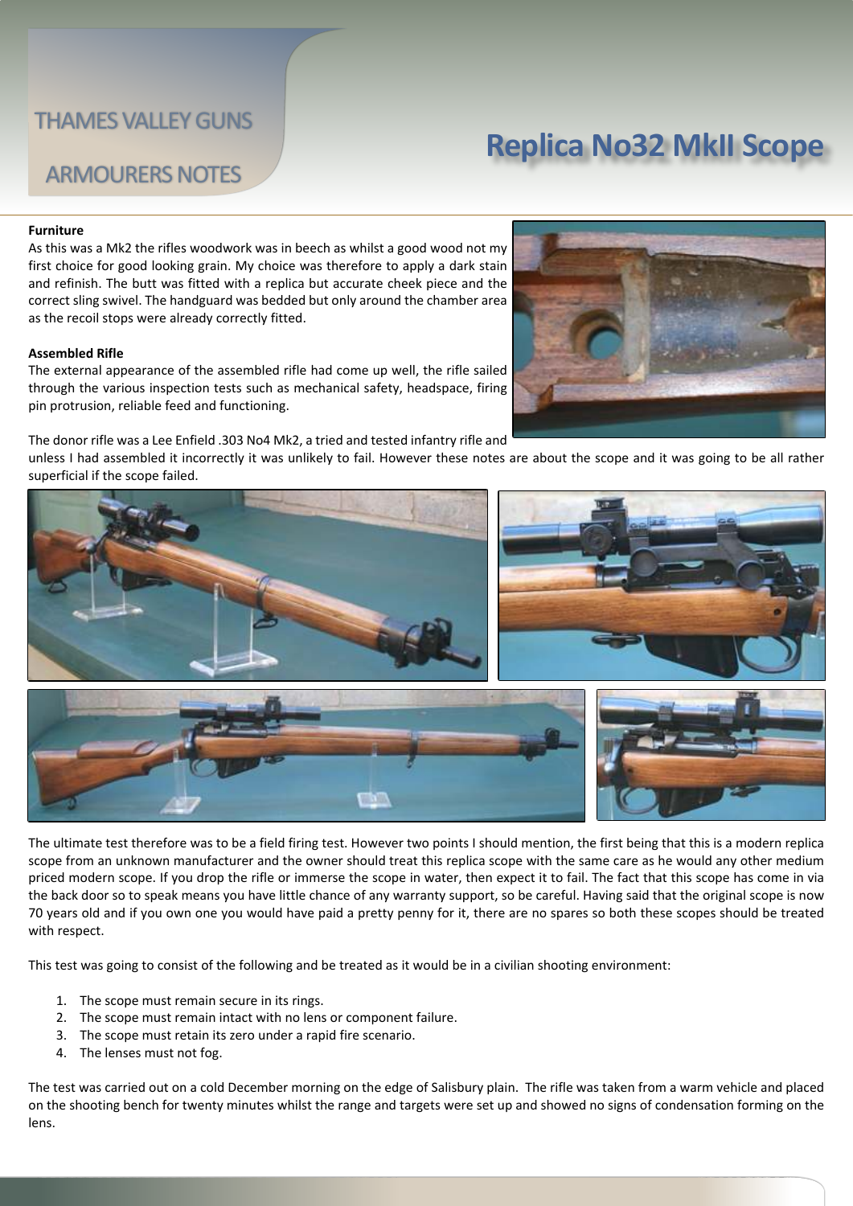THAMES VALLEY GUNS

ARMOURERS NOTES

# Replica No32 MkII Scope

### Furniture

As this was a Mk2 the rifles woodwork was in beech as whilst a good wood not my first choice for good looking grain. My choice was therefore to apply a dark stain and refinish. The butt was fitted with a replica but accurate cheek piece and the correct sling swivel. The handguard was bedded but only around the chamber area as the recoil stops were already correctly fitted.

### Assembled Rifle

The external appearance of the assembled rifle had come up well, the rifle sailed through the various inspection tests such as mechanical safety, headspace, firing pin protrusion, reliable feed and functioning.

The donor rifle was a Lee Enfield .303 No4 Mk2, a tried and tested infantry rifle and unless I had assembled it incorrectly it was unlikely to fail. However these notes are about the scope and it was going to be all rather superficial if the scope failed.

The ultimate test therefore was to be a field firing test. However two points I should mention, the first being that this is a modern replica scope from an unknown manufacturer and the owner should treat this replica scope with the same care as he would any other medium priced modern scope. If you drop the rifle or immerse the scope in water, then expect it to fail. The fact that this scope has come in via the back door so to speak means you have little chance of any warranty support, so be careful. Having said that the original scope is now 70 years old and if you own one you would have paid a pretty penny for it, there are no spares so both these scopes should be treated with respect.

This test was going to consist of the following and be treated as it would be in a civilian shooting environment:

1. The scope must remain secure in its rings.
2. The scope must remain intact with no lens or component failure.
3. The scope must retain its zero under a rapid fire scenario.
4. The lenses must not fog.

The test was carried out on a cold December morning on the edge of Salisbury plain. The rifle was taken from a warm vehicle and placed on the shooting bench for twenty minutes whilst the range and targets were set up and showed no signs of condensation forming on the lens.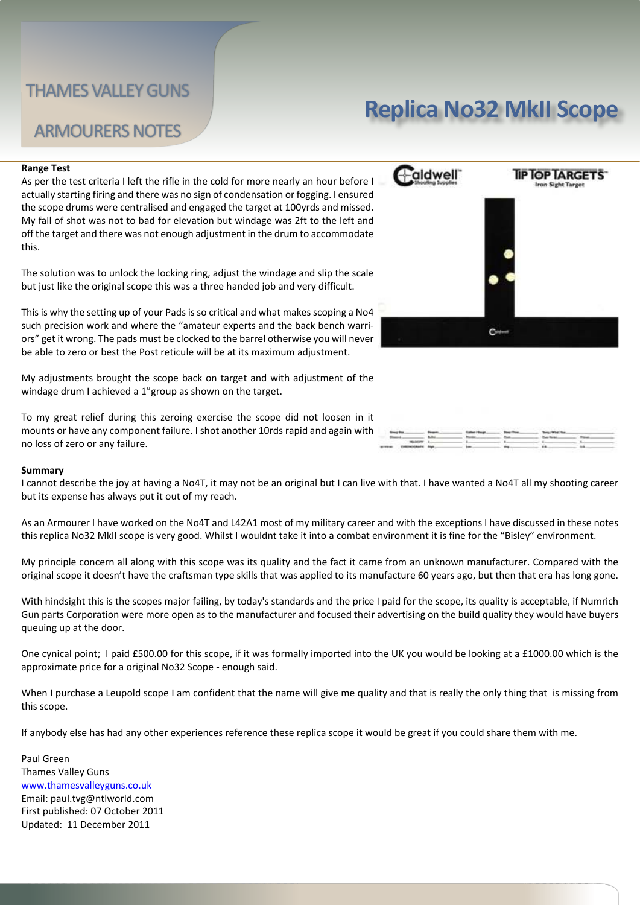THAMES VALLEY GUNS

ARMOURERS NOTES

# Replica No32 MkII Scope

**Range Test**

As per the test criteria I left the rifle in the cold for more nearly an hour before I actually starting firing and there was no sign of condensation or fogging. I ensured the scope drums were centralised and engaged the target at 100yrds and missed. My fall of shot was not to bad for elevation but windage was 2ft to the left and off the target and there was not enough adjustment in the drum to accommodate this.

The solution was to unlock the locking ring, adjust the windage and slip the scale but just like the original scope this was a three handed job and very difficult.

This is why the setting up of your Pads is so critical and what makes scoping a No4 such precision work and where the "amateur experts and the back bench warriors" get it wrong. The pads must be clocked to the barrel otherwise you will never be able to zero or best the Post reticule will be at its maximum adjustment.

My adjustments brought the scope back on target and with adjustment of the windage drum I achieved a 1"group as shown on the target.

To my great relief during this zeroing exercise the scope did not loosen in it mounts or have any component failure. I shot another 10rds rapid and again with no loss of zero or any failure.

**Summary**

I cannot describe the joy at having a No4T, it may not be an original but I can live with that. I have wanted a No4T all my shooting career but its expense has always put it out of my reach.

As an Armourer I have worked on the No4T and L42A1 most of my military career and with the exceptions I have discussed in these notes this replica No32 MkII scope is very good. Whilst I wouldnt take it into a combat environment it is fine for the "Bisley" environment.

My principle concern all along with this scope was its quality and the fact it came from an unknown manufacturer. Compared with the original scope it doesn't have the craftsman type skills that was applied to its manufacture 60 years ago, but then that era has long gone.

With hindsight this is the scopes major failing, by today's standards and the price I paid for the scope, its quality is acceptable, if Numrich Gun parts Corporation were more open as to the manufacturer and focused their advertising on the build quality they would have buyers queuing up at the door.

One cynical point; I paid £500.00 for this scope, if it was formally imported into the UK you would be looking at a £1000.00 which is the approximate price for a original No32 Scope - enough said.

When I purchase a Leupold scope I am confident that the name will give me quality and that is really the only thing that is missing from this scope.

If anybody else has had any other experiences reference these replica scope it would be great if you could share them with me.

Paul Green
Thames Valley Guns
www.thamesvalleyguns.co.uk
Email: paul.tvg@ntlworld.com
First published: 07 October 2011
Updated: 11 December 2011